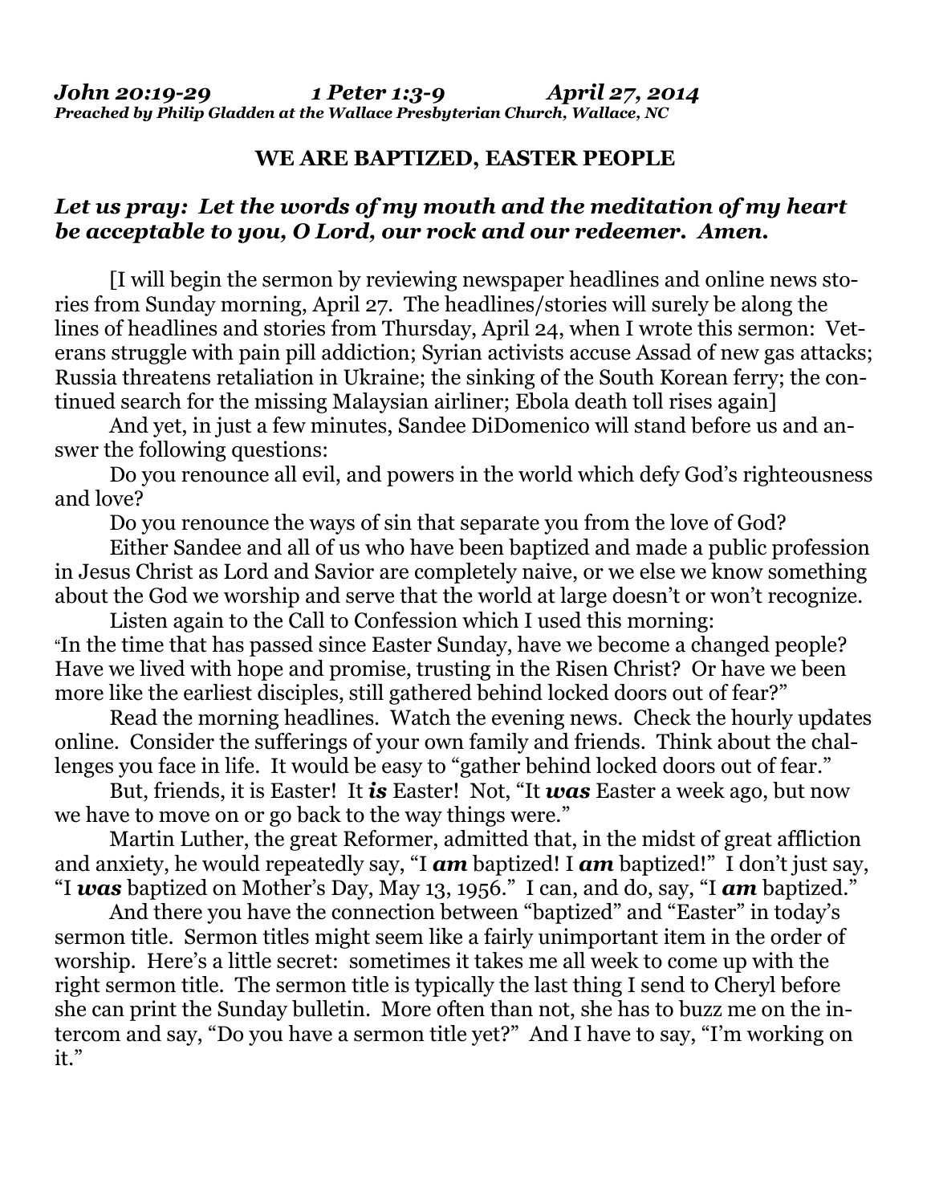*John 20:19-29 1 Peter 1:3-9 April 27, 2014*
*Preached by Philip Gladden at the Wallace Presbyterian Church, Wallace, NC*

## WE ARE BAPTIZED, EASTER PEOPLE

***Let us pray: Let the words of my mouth and the meditation of my heart be acceptable to you, O Lord, our rock and our redeemer. Amen.***

[I will begin the sermon by reviewing newspaper headlines and online news stories from Sunday morning, April 27. The headlines/stories will surely be along the lines of headlines and stories from Thursday, April 24, when I wrote this sermon: Veterans struggle with pain pill addiction; Syrian activists accuse Assad of new gas attacks; Russia threatens retaliation in Ukraine; the sinking of the South Korean ferry; the continued search for the missing Malaysian airliner; Ebola death toll rises again]

And yet, in just a few minutes, Sandee DiDomenico will stand before us and answer the following questions:

Do you renounce all evil, and powers in the world which defy God's righteousness and love?

Do you renounce the ways of sin that separate you from the love of God?

Either Sandee and all of us who have been baptized and made a public profession in Jesus Christ as Lord and Savior are completely naive, or we else we know something about the God we worship and serve that the world at large doesn't or won't recognize.

Listen again to the Call to Confession which I used this morning:
"In the time that has passed since Easter Sunday, have we become a changed people? Have we lived with hope and promise, trusting in the Risen Christ? Or have we been more like the earliest disciples, still gathered behind locked doors out of fear?"

Read the morning headlines. Watch the evening news. Check the hourly updates online. Consider the sufferings of your own family and friends. Think about the challenges you face in life. It would be easy to "gather behind locked doors out of fear."

But, friends, it is Easter! It ***is*** Easter! Not, "It ***was*** Easter a week ago, but now we have to move on or go back to the way things were."

Martin Luther, the great Reformer, admitted that, in the midst of great affliction and anxiety, he would repeatedly say, "I ***am*** baptized! I ***am*** baptized!" I don't just say, "I ***was*** baptized on Mother's Day, May 13, 1956." I can, and do, say, "I ***am*** baptized."

And there you have the connection between "baptized" and "Easter" in today's sermon title. Sermon titles might seem like a fairly unimportant item in the order of worship. Here's a little secret: sometimes it takes me all week to come up with the right sermon title. The sermon title is typically the last thing I send to Cheryl before she can print the Sunday bulletin. More often than not, she has to buzz me on the intercom and say, "Do you have a sermon title yet?" And I have to say, "I'm working on it."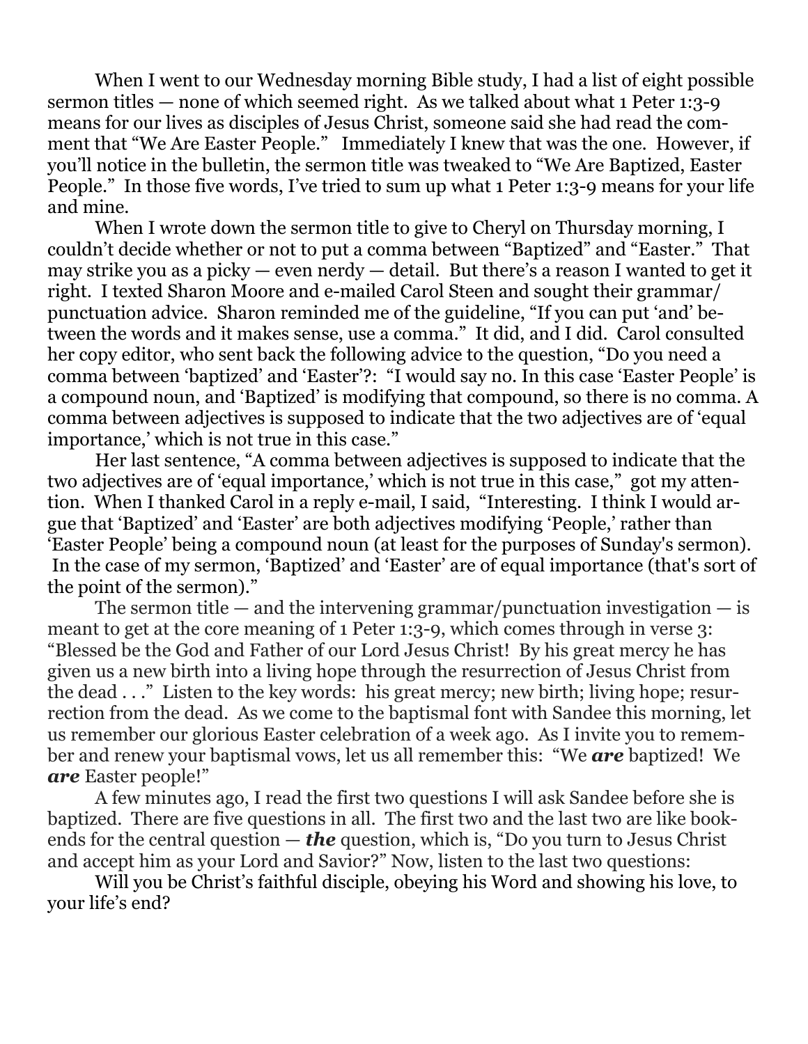When I went to our Wednesday morning Bible study, I had a list of eight possible sermon titles — none of which seemed right. As we talked about what 1 Peter 1:3-9 means for our lives as disciples of Jesus Christ, someone said she had read the comment that "We Are Easter People." Immediately I knew that was the one. However, if you'll notice in the bulletin, the sermon title was tweaked to "We Are Baptized, Easter People." In those five words, I've tried to sum up what 1 Peter 1:3-9 means for your life and mine.

When I wrote down the sermon title to give to Cheryl on Thursday morning, I couldn't decide whether or not to put a comma between "Baptized" and "Easter." That may strike you as a picky — even nerdy — detail. But there's a reason I wanted to get it right. I texted Sharon Moore and e-mailed Carol Steen and sought their grammar/punctuation advice. Sharon reminded me of the guideline, "If you can put 'and' between the words and it makes sense, use a comma." It did, and I did. Carol consulted her copy editor, who sent back the following advice to the question, "Do you need a comma between 'baptized' and 'Easter'?: "I would say no. In this case 'Easter People' is a compound noun, and 'Baptized' is modifying that compound, so there is no comma. A comma between adjectives is supposed to indicate that the two adjectives are of 'equal importance,' which is not true in this case."

Her last sentence, "A comma between adjectives is supposed to indicate that the two adjectives are of 'equal importance,' which is not true in this case," got my attention. When I thanked Carol in a reply e-mail, I said, "Interesting. I think I would argue that 'Baptized' and 'Easter' are both adjectives modifying 'People,' rather than 'Easter People' being a compound noun (at least for the purposes of Sunday's sermon). In the case of my sermon, 'Baptized' and 'Easter' are of equal importance (that's sort of the point of the sermon)."

The sermon title — and the intervening grammar/punctuation investigation — is meant to get at the core meaning of 1 Peter 1:3-9, which comes through in verse 3: "Blessed be the God and Father of our Lord Jesus Christ! By his great mercy he has given us a new birth into a living hope through the resurrection of Jesus Christ from the dead . . ." Listen to the key words: his great mercy; new birth; living hope; resurrection from the dead. As we come to the baptismal font with Sandee this morning, let us remember our glorious Easter celebration of a week ago. As I invite you to remember and renew your baptismal vows, let us all remember this: "We ***are*** baptized! We ***are*** Easter people!"

A few minutes ago, I read the first two questions I will ask Sandee before she is baptized. There are five questions in all. The first two and the last two are like bookends for the central question — ***the*** question, which is, "Do you turn to Jesus Christ and accept him as your Lord and Savior?" Now, listen to the last two questions:

Will you be Christ's faithful disciple, obeying his Word and showing his love, to your life's end?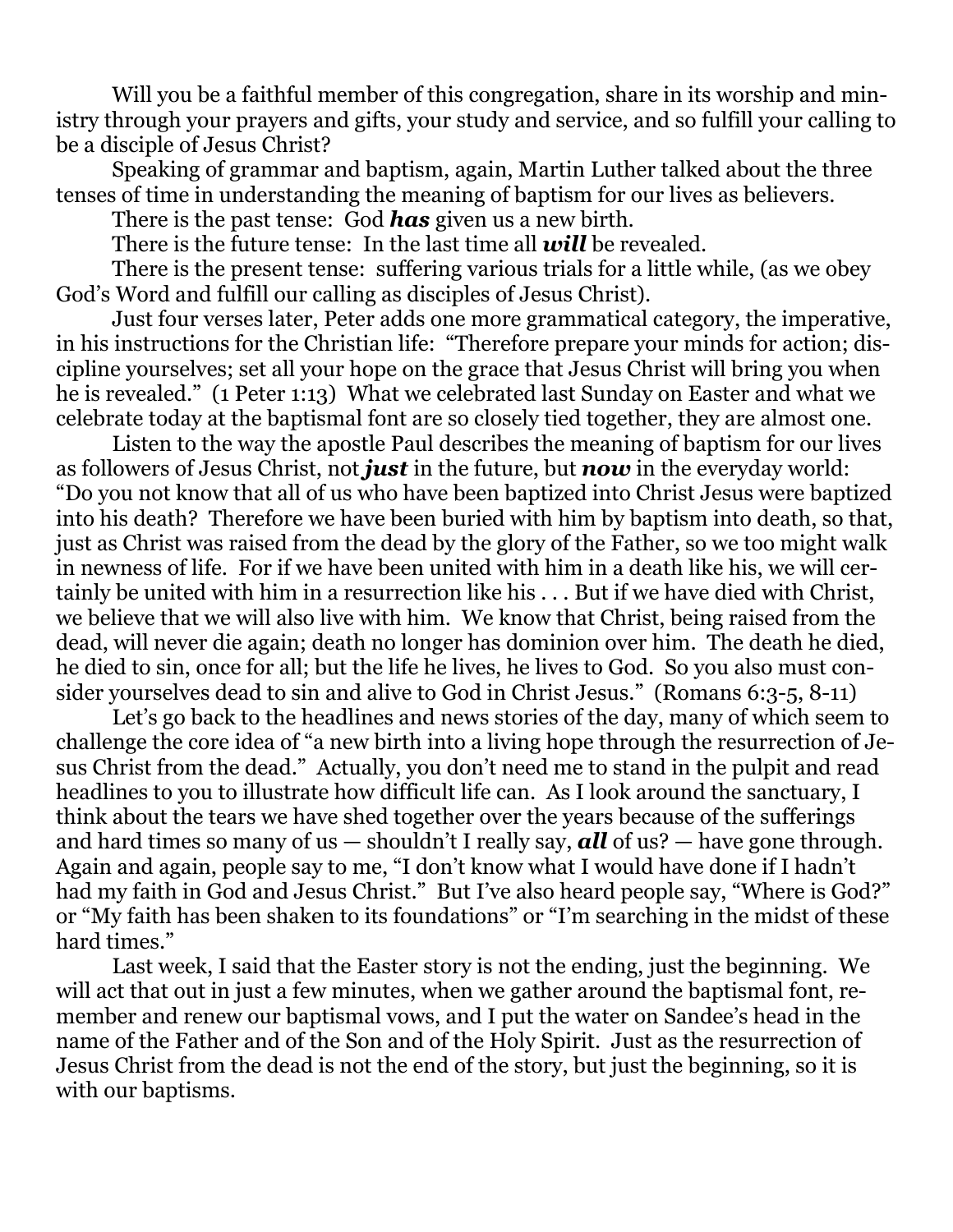Will you be a faithful member of this congregation, share in its worship and ministry through your prayers and gifts, your study and service, and so fulfill your calling to be a disciple of Jesus Christ?

Speaking of grammar and baptism, again, Martin Luther talked about the three tenses of time in understanding the meaning of baptism for our lives as believers.

There is the past tense: God ***has*** given us a new birth.

There is the future tense: In the last time all ***will*** be revealed.

There is the present tense: suffering various trials for a little while, (as we obey God's Word and fulfill our calling as disciples of Jesus Christ).

Just four verses later, Peter adds one more grammatical category, the imperative, in his instructions for the Christian life: "Therefore prepare your minds for action; discipline yourselves; set all your hope on the grace that Jesus Christ will bring you when he is revealed." (1 Peter 1:13) What we celebrated last Sunday on Easter and what we celebrate today at the baptismal font are so closely tied together, they are almost one.

Listen to the way the apostle Paul describes the meaning of baptism for our lives as followers of Jesus Christ, not ***just*** in the future, but ***now*** in the everyday world: "Do you not know that all of us who have been baptized into Christ Jesus were baptized into his death? Therefore we have been buried with him by baptism into death, so that, just as Christ was raised from the dead by the glory of the Father, so we too might walk in newness of life. For if we have been united with him in a death like his, we will certainly be united with him in a resurrection like his . . . But if we have died with Christ, we believe that we will also live with him. We know that Christ, being raised from the dead, will never die again; death no longer has dominion over him. The death he died, he died to sin, once for all; but the life he lives, he lives to God. So you also must consider yourselves dead to sin and alive to God in Christ Jesus." (Romans 6:3-5, 8-11)

Let's go back to the headlines and news stories of the day, many of which seem to challenge the core idea of "a new birth into a living hope through the resurrection of Jesus Christ from the dead." Actually, you don't need me to stand in the pulpit and read headlines to you to illustrate how difficult life can. As I look around the sanctuary, I think about the tears we have shed together over the years because of the sufferings and hard times so many of us — shouldn't I really say, ***all*** of us? — have gone through. Again and again, people say to me, "I don't know what I would have done if I hadn't had my faith in God and Jesus Christ." But I've also heard people say, "Where is God?" or "My faith has been shaken to its foundations" or "I'm searching in the midst of these hard times."

Last week, I said that the Easter story is not the ending, just the beginning. We will act that out in just a few minutes, when we gather around the baptismal font, remember and renew our baptismal vows, and I put the water on Sandee's head in the name of the Father and of the Son and of the Holy Spirit. Just as the resurrection of Jesus Christ from the dead is not the end of the story, but just the beginning, so it is with our baptisms.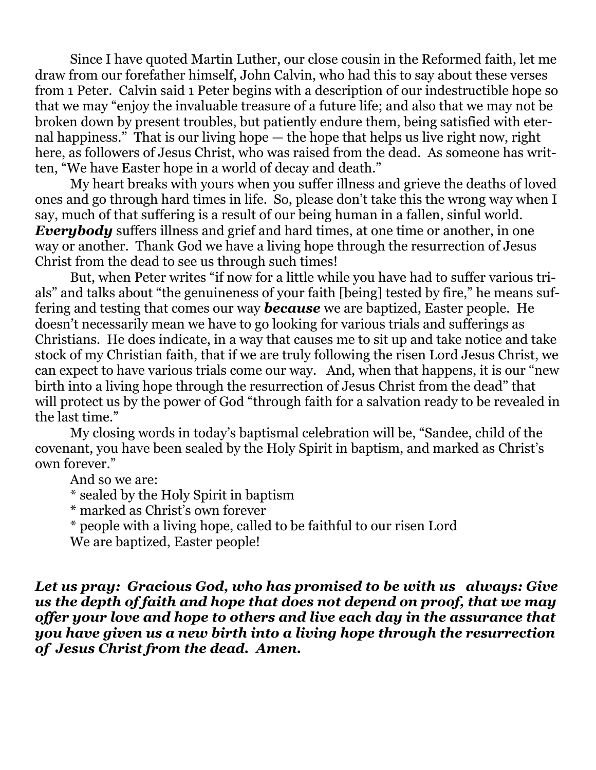Since I have quoted Martin Luther, our close cousin in the Reformed faith, let me draw from our forefather himself, John Calvin, who had this to say about these verses from 1 Peter. Calvin said 1 Peter begins with a description of our indestructible hope so that we may "enjoy the invaluable treasure of a future life; and also that we may not be broken down by present troubles, but patiently endure them, being satisfied with eternal happiness." That is our living hope — the hope that helps us live right now, right here, as followers of Jesus Christ, who was raised from the dead. As someone has written, "We have Easter hope in a world of decay and death."

My heart breaks with yours when you suffer illness and grieve the deaths of loved ones and go through hard times in life. So, please don't take this the wrong way when I say, much of that suffering is a result of our being human in a fallen, sinful world. ***Everybody*** suffers illness and grief and hard times, at one time or another, in one way or another. Thank God we have a living hope through the resurrection of Jesus Christ from the dead to see us through such times!

But, when Peter writes "if now for a little while you have had to suffer various trials" and talks about "the genuineness of your faith [being] tested by fire," he means suffering and testing that comes our way ***because*** we are baptized, Easter people. He doesn't necessarily mean we have to go looking for various trials and sufferings as Christians. He does indicate, in a way that causes me to sit up and take notice and take stock of my Christian faith, that if we are truly following the risen Lord Jesus Christ, we can expect to have various trials come our way. And, when that happens, it is our "new birth into a living hope through the resurrection of Jesus Christ from the dead" that will protect us by the power of God "through faith for a salvation ready to be revealed in the last time."

My closing words in today's baptismal celebration will be, "Sandee, child of the covenant, you have been sealed by the Holy Spirit in baptism, and marked as Christ's own forever."

And so we are:

* sealed by the Holy Spirit in baptism
* marked as Christ's own forever
* people with a living hope, called to be faithful to our risen Lord

We are baptized, Easter people!

***Let us pray: Gracious God, who has promised to be with us always: Give us the depth of faith and hope that does not depend on proof, that we may offer your love and hope to others and live each day in the assurance that you have given us a new birth into a living hope through the resurrection of Jesus Christ from the dead. Amen.***